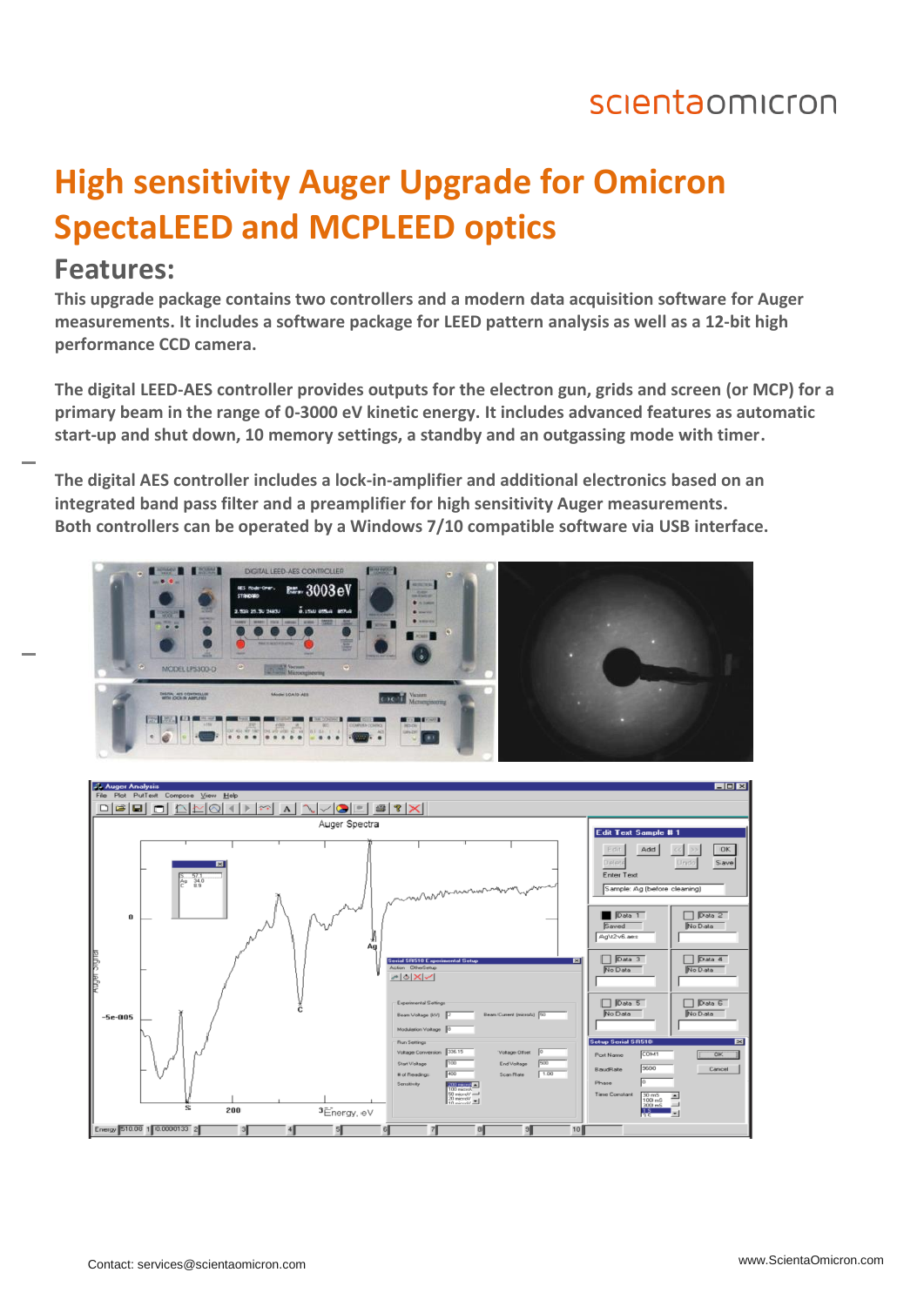# High sensitivity Auger Upgrade for Omicron SpectaLEED and MCPLEED optics

## Features:

**This upgrade package contains two controllers and a modern data acquisition software for Auger measurements. It includes a software package for LEED pattern analysis as well as a 12-bit high performance CCD camera.**

**The digital LEED-AES controller provides outputs for the electron gun, grids and screen (or MCP) for a primary beam in the range of 0-3000 eV kinetic energy. It includes advanced features as automatic start-up and shut down, 10 memory settings, a standby and an outgassing mode with timer.**

**The digital AES controller includes a lock-in-amplifier and additional electronics based on an integrated band pass filter and a preamplifier for high sensitivity Auger measurements. Both controllers can be operated by a Windows 7/10 compatible software via USB interface.**

Contact: services@scientaomicron.com

www.ScientaOmicron.com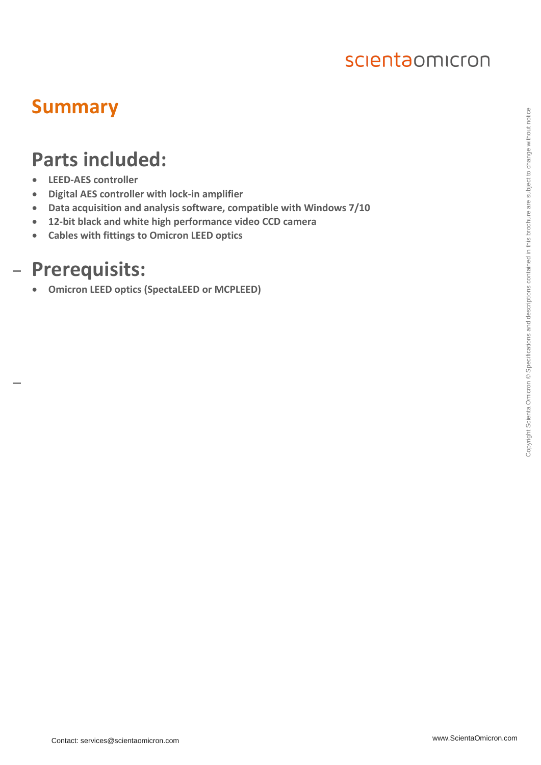## Summary

## Parts included:

- **LEED-AES controller**
- **Digital AES controller with lock-in amplifier**
- **Data acquisition and analysis software, compatible with Windows 7/10**
- **12-bit black and white high performance video CCD camera**
- **Cables with fittings to Omicron LEED optics**

## Prerequisits:

- **Omicron LEED optics (SpectaLEED or MCPLEED)**